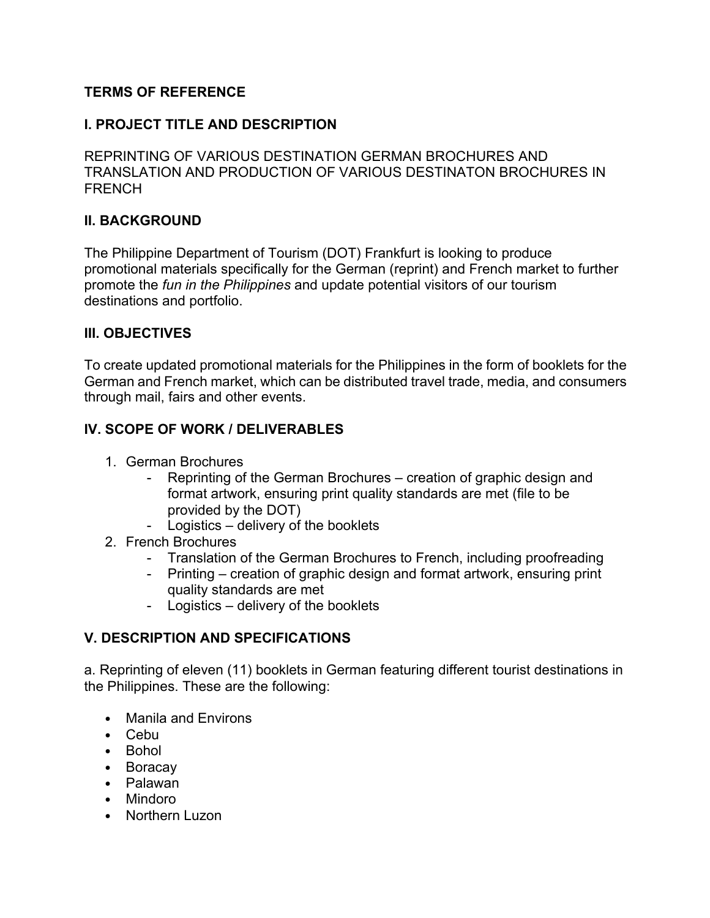**TERMS OF REFERENCE**

## I. PROJECT TITLE AND DESCRIPTION

REPRINTING OF VARIOUS DESTINATION GERMAN BROCHURES AND TRANSLATION AND PRODUCTION OF VARIOUS DESTINATON BROCHURES IN FRENCH

## II. BACKGROUND

The Philippine Department of Tourism (DOT) Frankfurt is looking to produce promotional materials specifically for the German (reprint) and French market to further promote the *fun in the Philippines* and update potential visitors of our tourism destinations and portfolio.

## III. OBJECTIVES

To create updated promotional materials for the Philippines in the form of booklets for the German and French market, which can be distributed travel trade, media, and consumers through mail, fairs and other events.

## IV. SCOPE OF WORK / DELIVERABLES

1. German Brochures
   - Reprinting of the German Brochures – creation of graphic design and format artwork, ensuring print quality standards are met (file to be provided by the DOT)
   - Logistics – delivery of the booklets
2. French Brochures
   - Translation of the German Brochures to French, including proofreading
   - Printing – creation of graphic design and format artwork, ensuring print quality standards are met
   - Logistics – delivery of the booklets

## V. DESCRIPTION AND SPECIFICATIONS

a. Reprinting of eleven (11) booklets in German featuring different tourist destinations in the Philippines. These are the following:

- Manila and Environs
- Cebu
- Bohol
- Boracay
- Palawan
- Mindoro
- Northern Luzon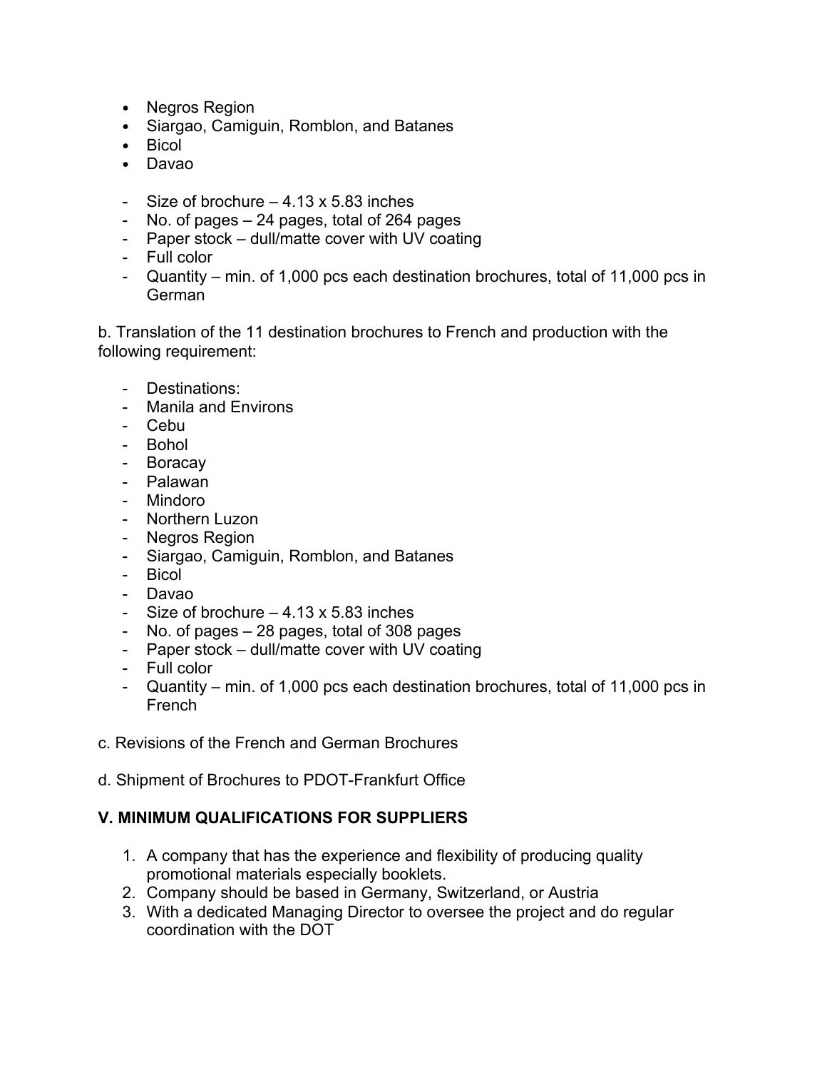- Negros Region
- Siargao, Camiguin, Romblon, and Batanes
- Bicol
- Davao

- Size of brochure – 4.13 x 5.83 inches
- No. of pages – 24 pages, total of 264 pages
- Paper stock – dull/matte cover with UV coating
- Full color
- Quantity – min. of 1,000 pcs each destination brochures, total of 11,000 pcs in German

b. Translation of the 11 destination brochures to French and production with the following requirement:

- Destinations:
- Manila and Environs
- Cebu
- Bohol
- Boracay
- Palawan
- Mindoro
- Northern Luzon
- Negros Region
- Siargao, Camiguin, Romblon, and Batanes
- Bicol
- Davao
- Size of brochure – 4.13 x 5.83 inches
- No. of pages – 28 pages, total of 308 pages
- Paper stock – dull/matte cover with UV coating
- Full color
- Quantity – min. of 1,000 pcs each destination brochures, total of 11,000 pcs in French

c. Revisions of the French and German Brochures

d. Shipment of Brochures to PDOT-Frankfurt Office

## V. MINIMUM QUALIFICATIONS FOR SUPPLIERS

1. A company that has the experience and flexibility of producing quality promotional materials especially booklets.
2. Company should be based in Germany, Switzerland, or Austria
3. With a dedicated Managing Director to oversee the project and do regular coordination with the DOT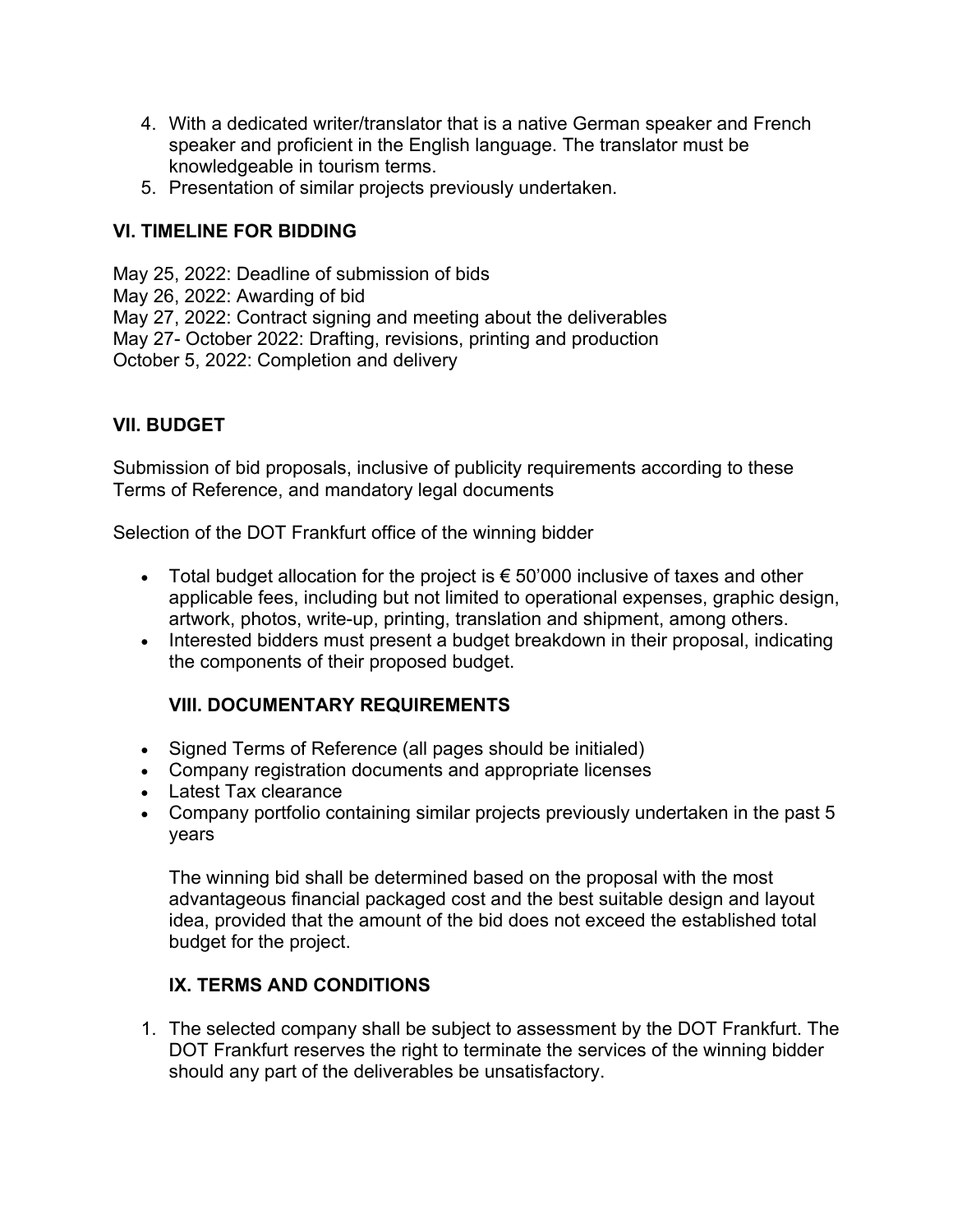4. With a dedicated writer/translator that is a native German speaker and French speaker and proficient in the English language. The translator must be knowledgeable in tourism terms.
5. Presentation of similar projects previously undertaken.

## VI. TIMELINE FOR BIDDING

May 25, 2022: Deadline of submission of bids
May 26, 2022: Awarding of bid
May 27, 2022: Contract signing and meeting about the deliverables
May 27- October 2022: Drafting, revisions, printing and production
October 5, 2022: Completion and delivery

## VII. BUDGET

Submission of bid proposals, inclusive of publicity requirements according to these Terms of Reference, and mandatory legal documents

Selection of the DOT Frankfurt office of the winning bidder

- Total budget allocation for the project is € 50'000 inclusive of taxes and other applicable fees, including but not limited to operational expenses, graphic design, artwork, photos, write-up, printing, translation and shipment, among others.
- Interested bidders must present a budget breakdown in their proposal, indicating the components of their proposed budget.

## VIII. DOCUMENTARY REQUIREMENTS

- Signed Terms of Reference (all pages should be initialed)
- Company registration documents and appropriate licenses
- Latest Tax clearance
- Company portfolio containing similar projects previously undertaken in the past 5 years

The winning bid shall be determined based on the proposal with the most advantageous financial packaged cost and the best suitable design and layout idea, provided that the amount of the bid does not exceed the established total budget for the project.

## IX. TERMS AND CONDITIONS

1. The selected company shall be subject to assessment by the DOT Frankfurt. The DOT Frankfurt reserves the right to terminate the services of the winning bidder should any part of the deliverables be unsatisfactory.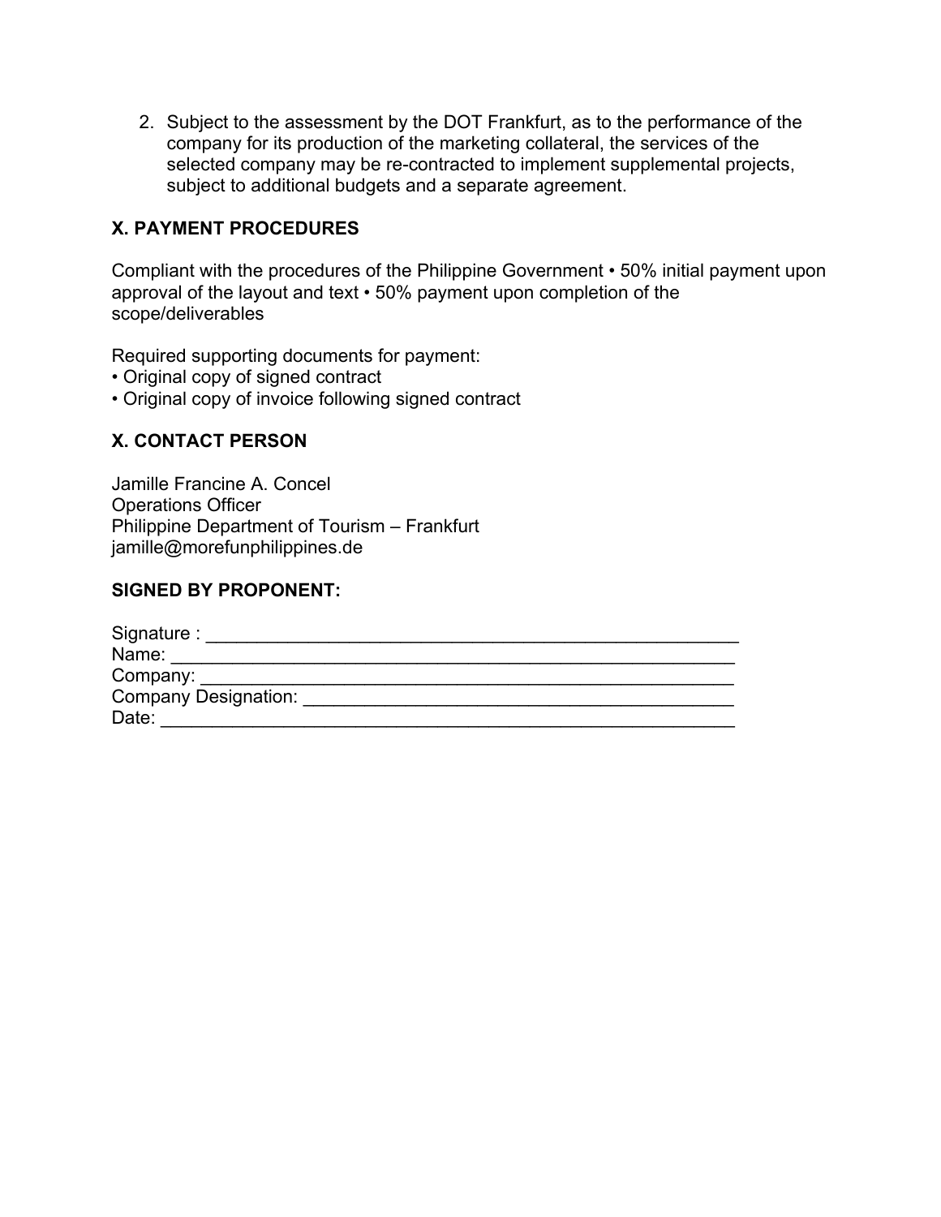2. Subject to the assessment by the DOT Frankfurt, as to the performance of the company for its production of the marketing collateral, the services of the selected company may be re-contracted to implement supplemental projects, subject to additional budgets and a separate agreement.

## X. PAYMENT PROCEDURES

Compliant with the procedures of the Philippine Government • 50% initial payment upon approval of the layout and text • 50% payment upon completion of the scope/deliverables

Required supporting documents for payment:

- Original copy of signed contract
- Original copy of invoice following signed contract

## X. CONTACT PERSON

Jamille Francine A. Concel
Operations Officer
Philippine Department of Tourism – Frankfurt
jamille@morefunphilippines.de

## SIGNED BY PROPONENT:

Signature : ______________________________________________________
Name: _________________________________________________________
Company: ______________________________________________________
Company Designation: ____________________________________________
Date: __________________________________________________________